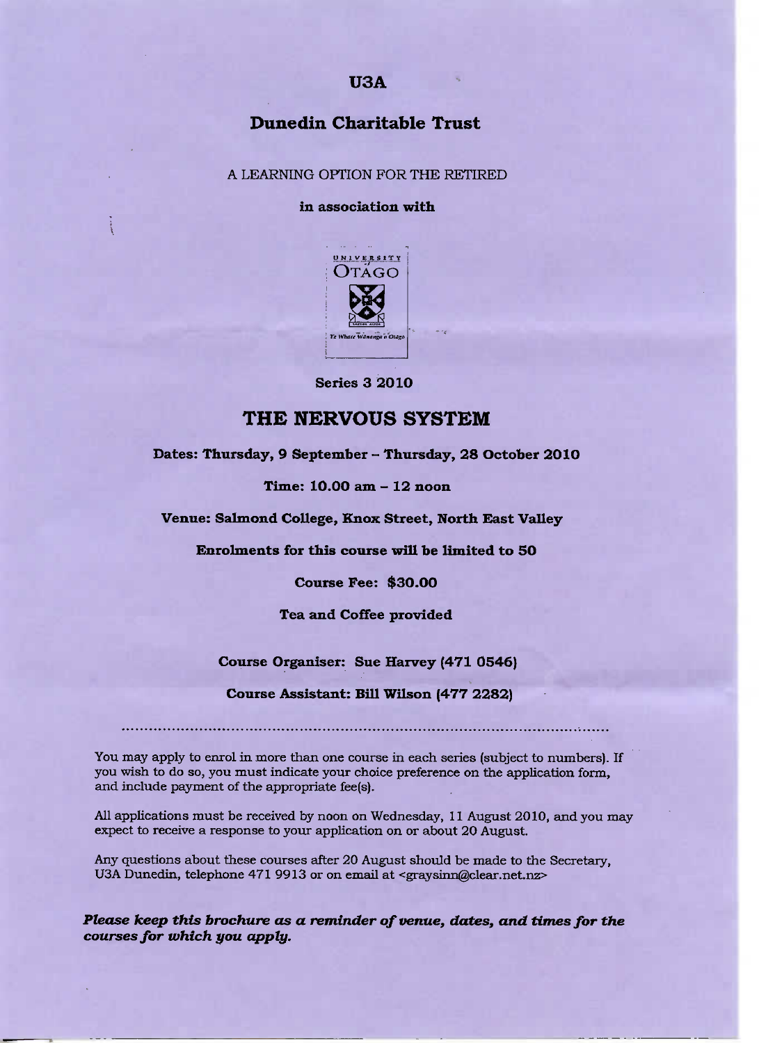**U3A**

## Dunedin Charitable Trust

A LEARNING OPTION FOR THE RETIRED

**in association with**

**Series 3 2010**

# THE NERVOUS SYSTEM

**Dates: Thursday, 9 September – Thursday, 28 October 2010**

**Time: 10.00 am – 12 noon**

**Venue: Salmond College, Knox Street, North East Valley**

**Enrolments for this course will be limited to 50**

**Course Fee: $30.00**

**Tea and Coffee provided**

**Course Organiser: Sue Harvey (471 0546)**

**Course Assistant: Bill Wilson (477 2282)**

---

You may apply to enrol in more than one course in each series (subject to numbers). If you wish to do so, you must indicate your choice preference on the application form, and include payment of the appropriate fee(s).

All applications must be received by noon on Wednesday, 11 August 2010, and you may expect to receive a response to your application on or about 20 August.

Any questions about these courses after 20 August should be made to the Secretary, U3A Dunedin, telephone 471 9913 or on email at <graysinn@clear.net.nz>

***Please keep this brochure as a reminder of venue, dates, and times for the courses for which you apply.***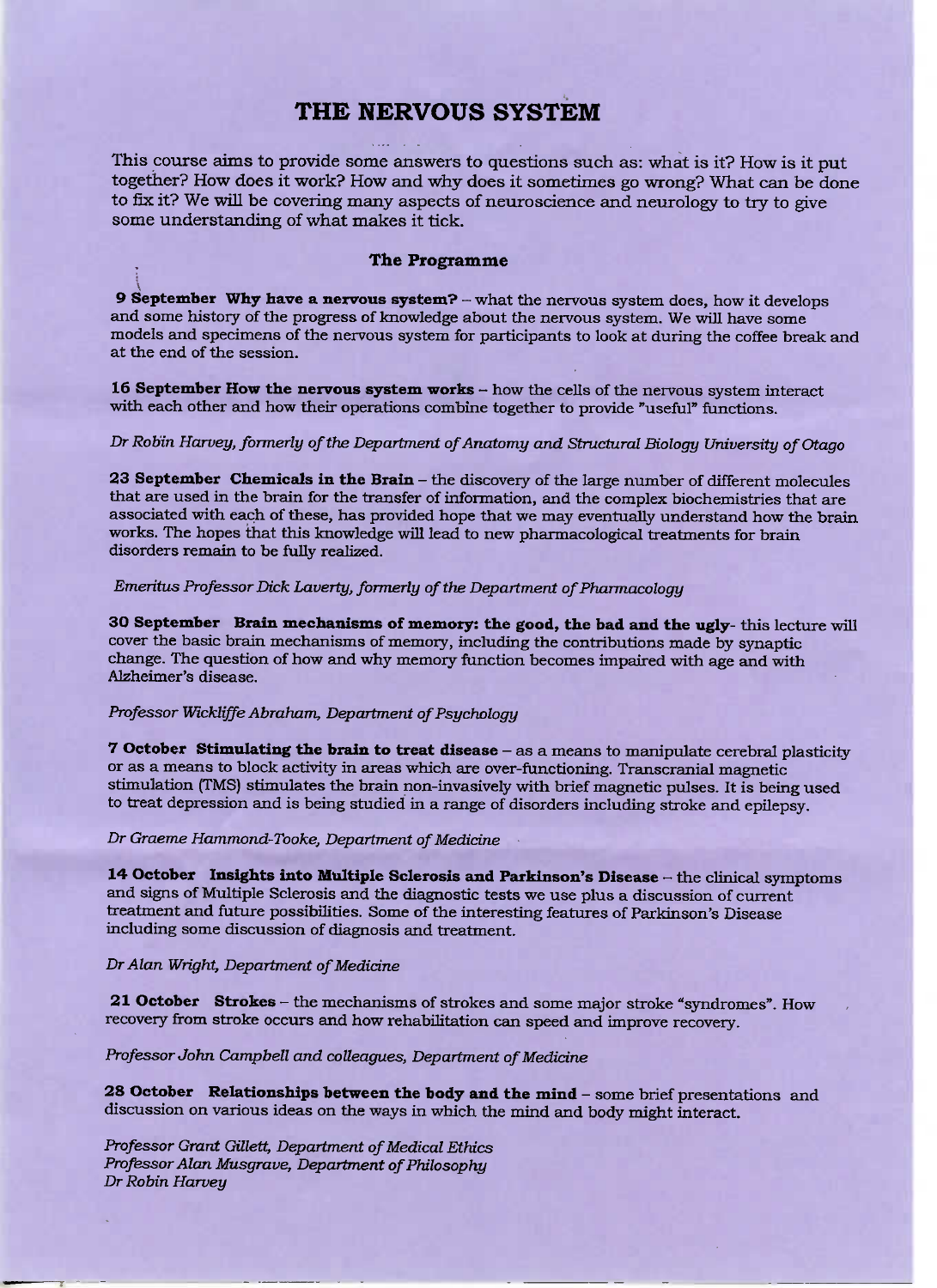# THE NERVOUS SYSTEM

This course aims to provide some answers to questions such as: what is it? How is it put together? How does it work? How and why does it sometimes go wrong? What can be done to fix it? We will be covering many aspects of neuroscience and neurology to try to give some understanding of what makes it tick.

## The Programme

**9 September Why have a nervous system?** – what the nervous system does, how it develops and some history of the progress of knowledge about the nervous system. We will have some models and specimens of the nervous system for participants to look at during the coffee break and at the end of the session.

**16 September How the nervous system works** – how the cells of the nervous system interact with each other and how their operations combine together to provide "useful" functions.

*Dr Robin Harvey, formerly of the Department of Anatomy and Structural Biology University of Otago*

**23 September Chemicals in the Brain** – the discovery of the large number of different molecules that are used in the brain for the transfer of information, and the complex biochemistries that are associated with each of these, has provided hope that we may eventually understand how the brain works. The hopes that this knowledge will lead to new pharmacological treatments for brain disorders remain to be fully realized.

*Emeritus Professor Dick Laverty, formerly of the Department of Pharmacology*

**30 September Brain mechanisms of memory: the good, the bad and the ugly**- this lecture will cover the basic brain mechanisms of memory, including the contributions made by synaptic change. The question of how and why memory function becomes impaired with age and with Alzheimer's disease.

*Professor Wickliffe Abraham, Department of Psychology*

**7 October Stimulating the brain to treat disease** – as a means to manipulate cerebral plasticity or as a means to block activity in areas which are over-functioning. Transcranial magnetic stimulation (TMS) stimulates the brain non-invasively with brief magnetic pulses. It is being used to treat depression and is being studied in a range of disorders including stroke and epilepsy.

*Dr Graeme Hammond-Tooke, Department of Medicine*

**14 October Insights into Multiple Sclerosis and Parkinson's Disease** – the clinical symptoms and signs of Multiple Sclerosis and the diagnostic tests we use plus a discussion of current treatment and future possibilities. Some of the interesting features of Parkinson's Disease including some discussion of diagnosis and treatment.

*Dr Alan Wright, Department of Medicine*

**21 October Strokes** – the mechanisms of strokes and some major stroke "syndromes". How recovery from stroke occurs and how rehabilitation can speed and improve recovery.

*Professor John Campbell and colleagues, Department of Medicine*

**28 October Relationships between the body and the mind** – some brief presentations and discussion on various ideas on the ways in which the mind and body might interact.

*Professor Grant Gillett, Department of Medical Ethics*
*Professor Alan Musgrave, Department of Philosophy*
*Dr Robin Harvey*